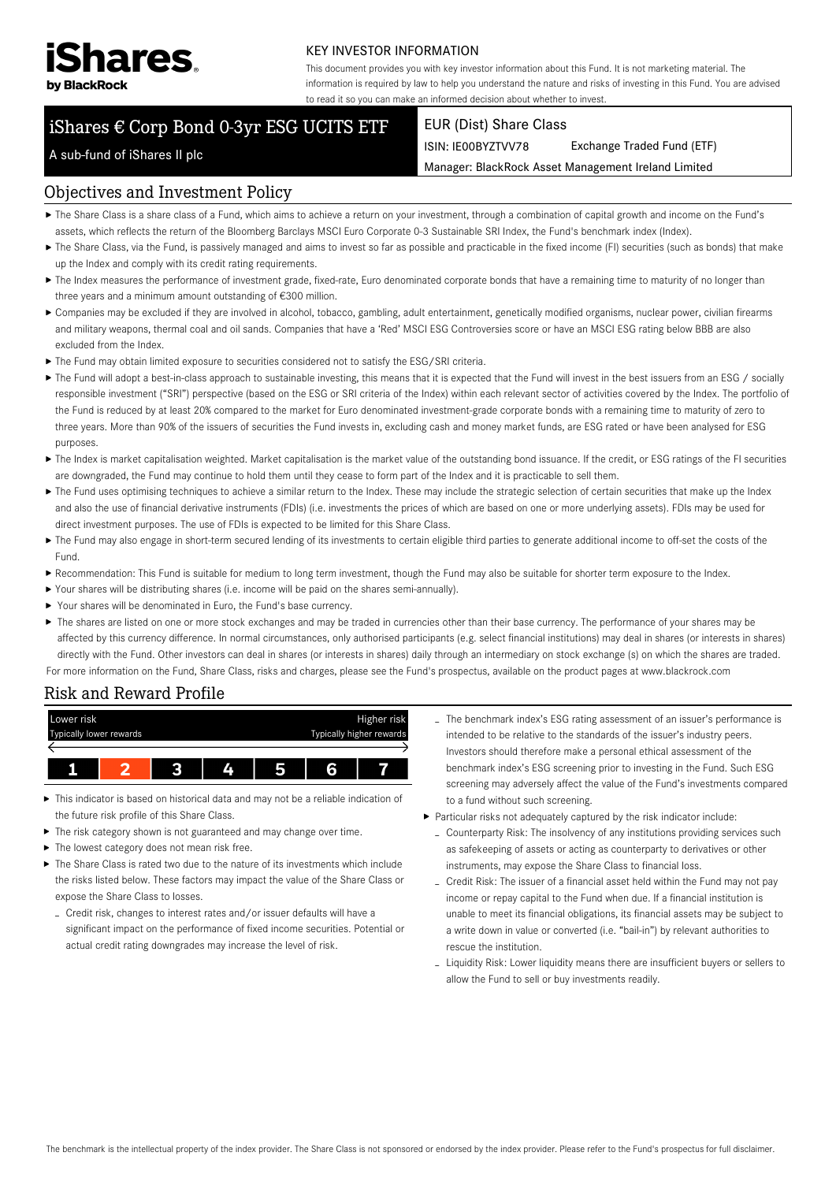iShares by BlackRock

KEY INVESTOR INFORMATION

This document provides you with key investor information about this Fund. It is not marketing material. The information is required by law to help you understand the nature and risks of investing in this Fund. You are advised to read it so you can make an informed decision about whether to invest.

# iShares € Corp Bond 0-3yr ESG UCITS ETF

A sub-fund of iShares II plc

EUR (Dist) Share Class

ISIN: IE00BYZTVV78 | Exchange Traded Fund (ETF)

Manager: BlackRock Asset Management Ireland Limited

## Objectives and Investment Policy

- The Share Class is a share class of a Fund, which aims to achieve a return on your investment, through a combination of capital growth and income on the Fund's assets, which reflects the return of the Bloomberg Barclays MSCI Euro Corporate 0-3 Sustainable SRI Index, the Fund's benchmark index (Index).
- The Share Class, via the Fund, is passively managed and aims to invest so far as possible and practicable in the fixed income (FI) securities (such as bonds) that make up the Index and comply with its credit rating requirements.
- The Index measures the performance of investment grade, fixed-rate, Euro denominated corporate bonds that have a remaining time to maturity of no longer than three years and a minimum amount outstanding of €300 million.
- Companies may be excluded if they are involved in alcohol, tobacco, gambling, adult entertainment, genetically modified organisms, nuclear power, civilian firearms and military weapons, thermal coal and oil sands. Companies that have a 'Red' MSCI ESG Controversies score or have an MSCI ESG rating below BBB are also excluded from the Index.
- The Fund may obtain limited exposure to securities considered not to satisfy the ESG/SRI criteria.
- The Fund will adopt a best-in-class approach to sustainable investing, this means that it is expected that the Fund will invest in the best issuers from an ESG / socially responsible investment ("SRI") perspective (based on the ESG or SRI criteria of the Index) within each relevant sector of activities covered by the Index. The portfolio of the Fund is reduced by at least 20% compared to the market for Euro denominated investment-grade corporate bonds with a remaining time to maturity of zero to three years. More than 90% of the issuers of securities the Fund invests in, excluding cash and money market funds, are ESG rated or have been analysed for ESG purposes.
- The Index is market capitalisation weighted. Market capitalisation is the market value of the outstanding bond issuance. If the credit, or ESG ratings of the FI securities are downgraded, the Fund may continue to hold them until they cease to form part of the Index and it is practicable to sell them.
- The Fund uses optimising techniques to achieve a similar return to the Index. These may include the strategic selection of certain securities that make up the Index and also the use of financial derivative instruments (FDIs) (i.e. investments the prices of which are based on one or more underlying assets). FDIs may be used for direct investment purposes. The use of FDIs is expected to be limited for this Share Class.
- The Fund may also engage in short-term secured lending of its investments to certain eligible third parties to generate additional income to off-set the costs of the Fund.
- Recommendation: This Fund is suitable for medium to long term investment, though the Fund may also be suitable for shorter term exposure to the Index.
- Your shares will be distributing shares (i.e. income will be paid on the shares semi-annually).
- Your shares will be denominated in Euro, the Fund's base currency.
- The shares are listed on one or more stock exchanges and may be traded in currencies other than their base currency. The performance of your shares may be affected by this currency difference. In normal circumstances, only authorised participants (e.g. select financial institutions) may deal in shares (or interests in shares) directly with the Fund. Other investors can deal in shares (or interests in shares) daily through an intermediary on stock exchange (s) on which the shares are traded.

For more information on the Fund, Share Class, risks and charges, please see the Fund's prospectus, available on the product pages at www.blackrock.com

## Risk and Reward Profile

| Lower risk – Typically lower rewards | | | | | | Higher risk – Typically higher rewards |
|---|---|---|---|---|---|---|
| 1 | **2** | 3 | 4 | 5 | 6 | 7 |

- This indicator is based on historical data and may not be a reliable indication of the future risk profile of this Share Class.
- The risk category shown is not guaranteed and may change over time.
- The lowest category does not mean risk free.
- The Share Class is rated two due to the nature of its investments which include the risks listed below. These factors may impact the value of the Share Class or expose the Share Class to losses.
  - Credit risk, changes to interest rates and/or issuer defaults will have a significant impact on the performance of fixed income securities. Potential or actual credit rating downgrades may increase the level of risk.
  - The benchmark index's ESG rating assessment of an issuer's performance is intended to be relative to the standards of the issuer's industry peers. Investors should therefore make a personal ethical assessment of the benchmark index's ESG screening prior to investing in the Fund. Such ESG screening may adversely affect the value of the Fund's investments compared to a fund without such screening.
- Particular risks not adequately captured by the risk indicator include:
  - Counterparty Risk: The insolvency of any institutions providing services such as safekeeping of assets or acting as counterparty to derivatives or other instruments, may expose the Share Class to financial loss.
  - Credit Risk: The issuer of a financial asset held within the Fund may not pay income or repay capital to the Fund when due. If a financial institution is unable to meet its financial obligations, its financial assets may be subject to a write down in value or converted (i.e. "bail-in") by relevant authorities to rescue the institution.
  - Liquidity Risk: Lower liquidity means there are insufficient buyers or sellers to allow the Fund to sell or buy investments readily.

The benchmark is the intellectual property of the index provider. The Share Class is not sponsored or endorsed by the index provider. Please refer to the Fund's prospectus for full disclaimer.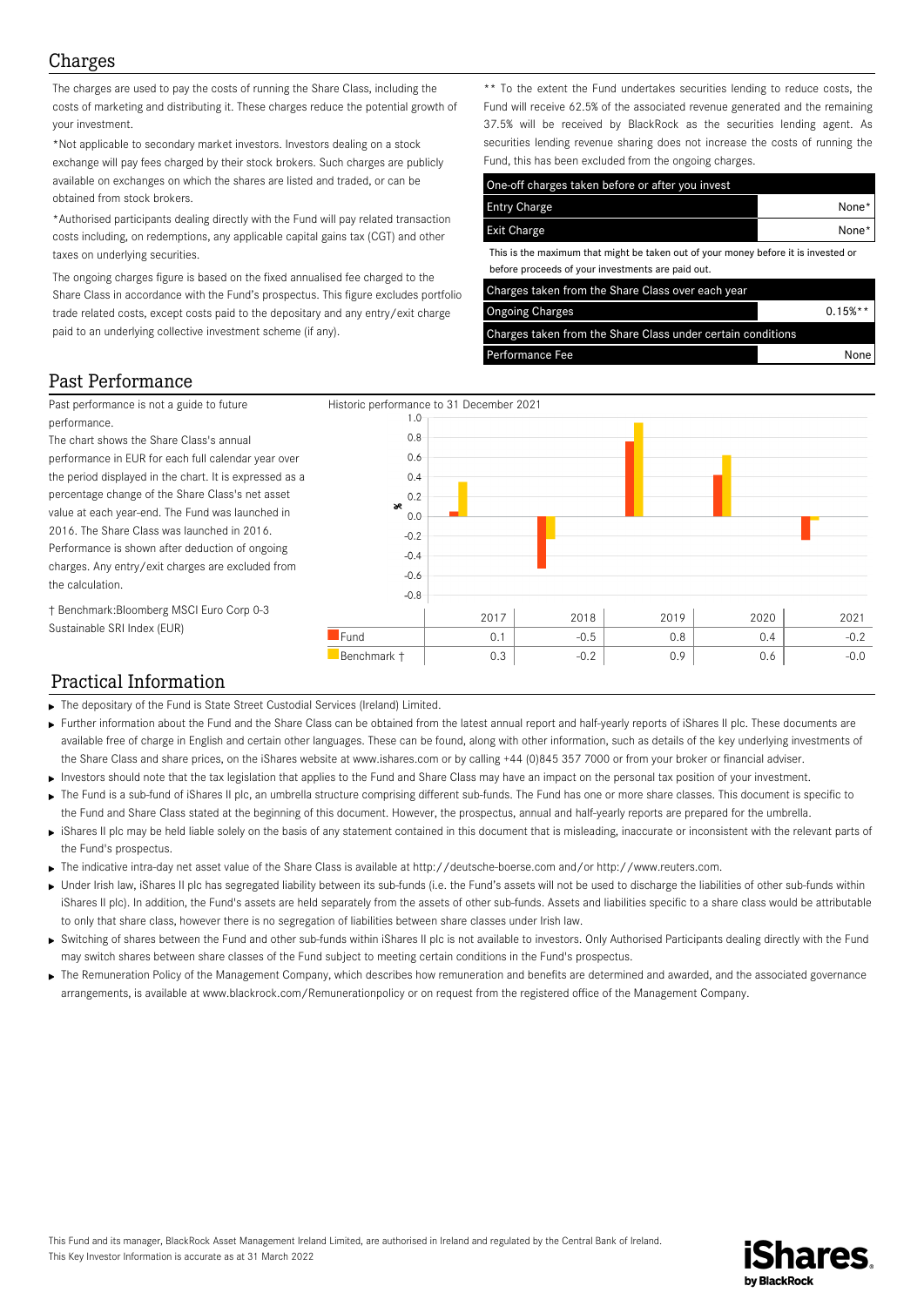## Charges

The charges are used to pay the costs of running the Share Class, including the costs of marketing and distributing it. These charges reduce the potential growth of your investment.

*Not applicable to secondary market investors. Investors dealing on a stock exchange will pay fees charged by their stock brokers. Such charges are publicly available on exchanges on which the shares are listed and traded, or can be obtained from stock brokers.

*Authorised participants dealing directly with the Fund will pay related transaction costs including, on redemptions, any applicable capital gains tax (CGT) and other taxes on underlying securities.

The ongoing charges figure is based on the fixed annualised fee charged to the Share Class in accordance with the Fund's prospectus. This figure excludes portfolio trade related costs, except costs paid to the depositary and any entry/exit charge paid to an underlying collective investment scheme (if any).

** To the extent the Fund undertakes securities lending to reduce costs, the Fund will receive 62.5% of the associated revenue generated and the remaining 37.5% will be received by BlackRock as the securities lending agent. As securities lending revenue sharing does not increase the costs of running the Fund, this has been excluded from the ongoing charges.

| One-off charges taken before or after you invest | |
|---|---|
| Entry Charge | None* |
| Exit Charge | None* |

This is the maximum that might be taken out of your money before it is invested or before proceeds of your investments are paid out.

| Charges taken from the Share Class over each year | |
|---|---|
| Ongoing Charges | 0.15%** |
| **Charges taken from the Share Class under certain conditions** | |
| Performance Fee | None |

## Past Performance

Past performance is not a guide to future performance.

The chart shows the Share Class's annual performance in EUR for each full calendar year over the period displayed in the chart. It is expressed as a percentage change of the Share Class's net asset value at each year-end. The Fund was launched in 2016. The Share Class was launched in 2016.

Performance is shown after deduction of ongoing charges. Any entry/exit charges are excluded from the calculation.

† Benchmark:Bloomberg MSCI Euro Corp 0-3 Sustainable SRI Index (EUR)

Historic performance to 31 December 2021

%

1.0
0.8
0.6
0.4
0.2
0.0
-0.2
-0.4
-0.6
-0.8

| | 2017 | 2018 | 2019 | 2020 | 2021 |
|---|---|---|---|---|---|
| Fund | 0.1 | -0.5 | 0.8 | 0.4 | -0.2 |
| Benchmark † | 0.3 | -0.2 | 0.9 | 0.6 | -0.0 |

## Practical Information

- The depositary of the Fund is State Street Custodial Services (Ireland) Limited.
- Further information about the Fund and the Share Class can be obtained from the latest annual report and half-yearly reports of iShares II plc. These documents are available free of charge in English and certain other languages. These can be found, along with other information, such as details of the key underlying investments of the Share Class and share prices, on the iShares website at www.ishares.com or by calling +44 (0)845 357 7000 or from your broker or financial adviser.
- Investors should note that the tax legislation that applies to the Fund and Share Class may have an impact on the personal tax position of your investment.
- The Fund is a sub-fund of iShares II plc, an umbrella structure comprising different sub-funds. The Fund has one or more share classes. This document is specific to the Fund and Share Class stated at the beginning of this document. However, the prospectus, annual and half-yearly reports are prepared for the umbrella.
- iShares II plc may be held liable solely on the basis of any statement contained in this document that is misleading, inaccurate or inconsistent with the relevant parts of the Fund's prospectus.
- The indicative intra-day net asset value of the Share Class is available at http://deutsche-boerse.com and/or http://www.reuters.com.
- Under Irish law, iShares II plc has segregated liability between its sub-funds (i.e. the Fund's assets will not be used to discharge the liabilities of other sub-funds within iShares II plc). In addition, the Fund's assets are held separately from the assets of other sub-funds. Assets and liabilities specific to a share class would be attributable to only that share class, however there is no segregation of liabilities between share classes under Irish law.
- Switching of shares between the Fund and other sub-funds within iShares II plc is not available to investors. Only Authorised Participants dealing directly with the Fund may switch shares between share classes of the Fund subject to meeting certain conditions in the Fund's prospectus.
- The Remuneration Policy of the Management Company, which describes how remuneration and benefits are determined and awarded, and the associated governance arrangements, is available at www.blackrock.com/Remunerationpolicy or on request from the registered office of the Management Company.

This Fund and its manager, BlackRock Asset Management Ireland Limited, are authorised in Ireland and regulated by the Central Bank of Ireland.
This Key Investor Information is accurate as at 31 March 2022

iShares by BlackRock